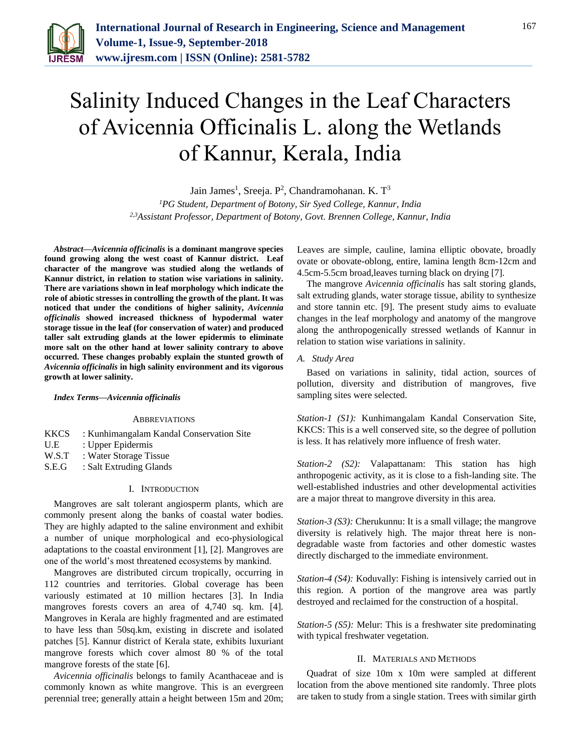# Salinity Induced Changes in the Leaf Characters of Avicennia Officinalis L. along the Wetlands of Kannur, Kerala, India

Jain James[1], Sreeja. P[2], Chandramohanan. K. T[3]

[1]*PG Student, Department of Botony, Sir Syed College, Kannur, India*

[2,3]*Assistant Professor, Department of Botony, Govt. Brennen College, Kannur, India*

***Abstract*—*Avicennia officinalis* is a dominant mangrove species found growing along the west coast of Kannur district. Leaf character of the mangrove was studied along the wetlands of Kannur district, in relation to station wise variations in salinity. There are variations shown in leaf morphology which indicate the role of abiotic stresses in controlling the growth of the plant. It was noticed that under the conditions of higher salinity, *Avicennia officinalis* showed increased thickness of hypodermal water storage tissue in the leaf (for conservation of water) and produced taller salt extruding glands at the lower epidermis to eliminate more salt on the other hand at lower salinity contrary to above occurred. These changes probably explain the stunted growth of *Avicennia officinalis* in high salinity environment and its vigorous growth at lower salinity.**

***Index Terms*—*Avicennia officinalis***

## Abbreviations

KKCS : Kunhimangalam Kandal Conservation Site
U.E : Upper Epidermis
W.S.T : Water Storage Tissue
S.E.G : Salt Extruding Glands

## I. Introduction

Mangroves are salt tolerant angiosperm plants, which are commonly present along the banks of coastal water bodies. They are highly adapted to the saline environment and exhibit a number of unique morphological and eco-physiological adaptations to the coastal environment [1], [2]. Mangroves are one of the world's most threatened ecosystems by mankind.

Mangroves are distributed circum tropically, occurring in 112 countries and territories. Global coverage has been variously estimated at 10 million hectares [3]. In India mangroves forests covers an area of 4,740 sq. km. [4]. Mangroves in Kerala are highly fragmented and are estimated to have less than 50sq.km, existing in discrete and isolated patches [5]. Kannur district of Kerala state, exhibits luxuriant mangrove forests which cover almost 80 % of the total mangrove forests of the state [6].

*Avicennia officinalis* belongs to family Acanthaceae and is commonly known as white mangrove. This is an evergreen perennial tree; generally attain a height between 15m and 20m; Leaves are simple, cauline, lamina elliptic obovate, broadly ovate or obovate-oblong, entire, lamina length 8cm-12cm and 4.5cm-5.5cm broad,leaves turning black on drying [7].

The mangrove *Avicennia officinalis* has salt storing glands, salt extruding glands, water storage tissue, ability to synthesize and store tannin etc. [9]. The present study aims to evaluate changes in the leaf morphology and anatomy of the mangrove along the anthropogenically stressed wetlands of Kannur in relation to station wise variations in salinity.

### *A. Study Area*

Based on variations in salinity, tidal action, sources of pollution, diversity and distribution of mangroves, five sampling sites were selected.

*Station-1 (S1):* Kunhimangalam Kandal Conservation Site, KKCS: This is a well conserved site, so the degree of pollution is less. It has relatively more influence of fresh water.

*Station-2 (S2):* Valapattanam: This station has high anthropogenic activity, as it is close to a fish-landing site. The well-established industries and other developmental activities are a major threat to mangrove diversity in this area.

*Station-3 (S3):* Cherukunnu: It is a small village; the mangrove diversity is relatively high. The major threat here is non-degradable waste from factories and other domestic wastes directly discharged to the immediate environment.

*Station-4 (S4):* Koduvally: Fishing is intensively carried out in this region. A portion of the mangrove area was partly destroyed and reclaimed for the construction of a hospital.

*Station-5 (S5):* Melur: This is a freshwater site predominating with typical freshwater vegetation.

## II. Materials and Methods

Quadrat of size 10m x 10m were sampled at different location from the above mentioned site randomly. Three plots are taken to study from a single station. Trees with similar girth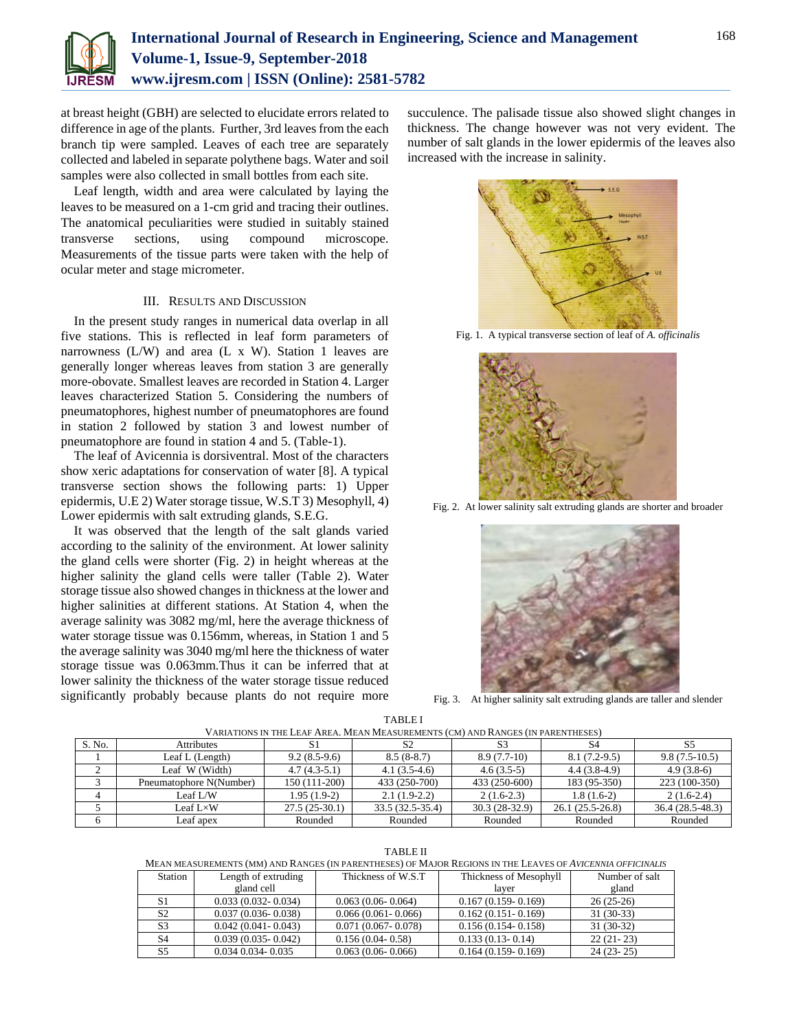at breast height (GBH) are selected to elucidate errors related to difference in age of the plants. Further, 3rd leaves from the each branch tip were sampled. Leaves of each tree are separately collected and labeled in separate polythene bags. Water and soil samples were also collected in small bottles from each site.

Leaf length, width and area were calculated by laying the leaves to be measured on a 1-cm grid and tracing their outlines. The anatomical peculiarities were studied in suitably stained transverse sections, using compound microscope. Measurements of the tissue parts were taken with the help of ocular meter and stage micrometer.

## III. Results and Discussion

In the present study ranges in numerical data overlap in all five stations. This is reflected in leaf form parameters of narrowness (L/W) and area (L x W). Station 1 leaves are generally longer whereas leaves from station 3 are generally more-obovate. Smallest leaves are recorded in Station 4. Larger leaves characterized Station 5. Considering the numbers of pneumatophores, highest number of pneumatophores are found in station 2 followed by station 3 and lowest number of pneumatophore are found in station 4 and 5. (Table-1).

The leaf of Avicennia is dorsiventral. Most of the characters show xeric adaptations for conservation of water [8]. A typical transverse section shows the following parts: 1) Upper epidermis, U.E 2) Water storage tissue, W.S.T 3) Mesophyll, 4) Lower epidermis with salt extruding glands, S.E.G.

It was observed that the length of the salt glands varied according to the salinity of the environment. At lower salinity the gland cells were shorter (Fig. 2) in height whereas at the higher salinity the gland cells were taller (Table 2). Water storage tissue also showed changes in thickness at the lower and higher salinities at different stations. At Station 4, when the average salinity was 3082 mg/ml, here the average thickness of water storage tissue was 0.156mm, whereas, in Station 1 and 5 the average salinity was 3040 mg/ml here the thickness of water storage tissue was 0.063mm.Thus it can be inferred that at lower salinity the thickness of the water storage tissue reduced significantly probably because plants do not require more succulence. The palisade tissue also showed slight changes in thickness. The change however was not very evident. The number of salt glands in the lower epidermis of the leaves also increased with the increase in salinity.

Fig. 1. A typical transverse section of leaf of *A. officinalis*

Fig. 2. At lower salinity salt extruding glands are shorter and broader

Fig. 3. At higher salinity salt extruding glands are taller and slender

TABLE I
VARIATIONS IN THE LEAF AREA. MEAN MEASUREMENTS (CM) AND RANGES (IN PARENTHESES)

| S. No. | Attributes | S1 | S2 | S3 | S4 | S5 |
|---|---|---|---|---|---|---|
| 1 | Leaf L (Length) | 9.2 (8.5-9.6) | 8.5 (8-8.7) | 8.9 (7.7-10) | 8.1 (7.2-9.5) | 9.8 (7.5-10.5) |
| 2 | Leaf W (Width) | 4.7 (4.3-5.1) | 4.1 (3.5-4.6) | 4.6 (3.5-5) | 4.4 (3.8-4.9) | 4.9 (3.8-6) |
| 3 | Pneumatophore N(Number) | 150 (111-200) | 433 (250-700) | 433 (250-600) | 183 (95-350) | 223 (100-350) |
| 4 | Leaf L/W | 1.95 (1.9-2) | 2.1 (1.9-2.2) | 2 (1.6-2.3) | 1.8 (1.6-2) | 2 (1.6-2.4) |
| 5 | Leaf L×W | 27.5 (25-30.1) | 33.5 (32.5-35.4) | 30.3 (28-32.9) | 26.1 (25.5-26.8) | 36.4 (28.5-48.3) |
| 6 | Leaf apex | Rounded | Rounded | Rounded | Rounded | Rounded |

TABLE II
MEAN MEASUREMENTS (MM) AND RANGES (IN PARENTHESES) OF MAJOR REGIONS IN THE LEAVES OF *AVICENNIA OFFICINALIS*

| Station | Length of extruding gland cell | Thickness of W.S.T | Thickness of Mesophyll layer | Number of salt gland |
|---|---|---|---|---|
| S1 | 0.033 (0.032- 0.034) | 0.063 (0.06- 0.064) | 0.167 (0.159- 0.169) | 26 (25-26) |
| S2 | 0.037 (0.036- 0.038) | 0.066 (0.061- 0.066) | 0.162 (0.151- 0.169) | 31 (30-33) |
| S3 | 0.042 (0.041- 0.043) | 0.071 (0.067- 0.078) | 0.156 (0.154- 0.158) | 31 (30-32) |
| S4 | 0.039 (0.035- 0.042) | 0.156 (0.04- 0.58) | 0.133 (0.13- 0.14) | 22 (21- 23) |
| S5 | 0.034 0.034- 0.035 | 0.063 (0.06- 0.066) | 0.164 (0.159- 0.169) | 24 (23- 25) |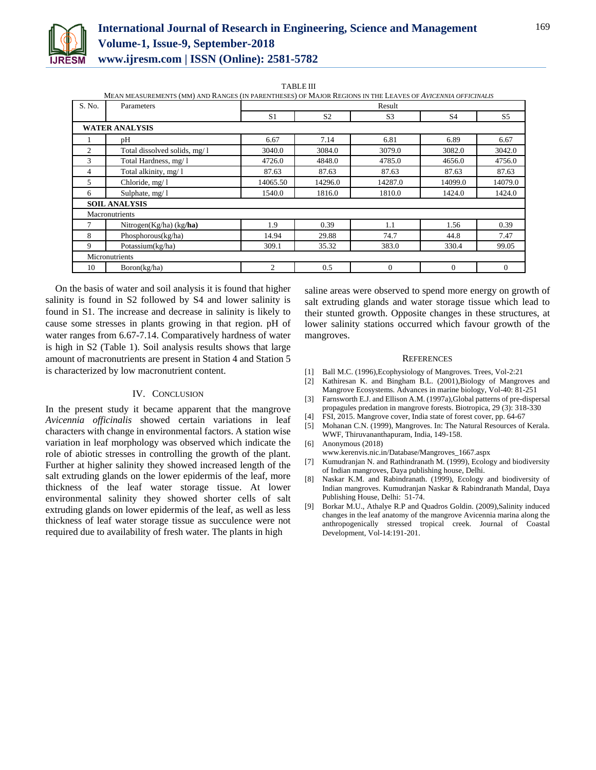TABLE III

MEAN MEASUREMENTS (MM) AND RANGES (IN PARENTHESES) OF MAJOR REGIONS IN THE LEAVES OF *AVICENNIA OFFICINALIS*

| S. No. | Parameters | Result | | | | |
|---|---|---|---|---|---|---|
| | | S1 | S2 | S3 | S4 | S5 |
| **WATER ANALYSIS** | | | | | | |
| 1 | pH | 6.67 | 7.14 | 6.81 | 6.89 | 6.67 |
| 2 | Total dissolved solids, mg/ l | 3040.0 | 3084.0 | 3079.0 | 3082.0 | 3042.0 |
| 3 | Total Hardness, mg/ l | 4726.0 | 4848.0 | 4785.0 | 4656.0 | 4756.0 |
| 4 | Total alkinity, mg/ l | 87.63 | 87.63 | 87.63 | 87.63 | 87.63 |
| 5 | Chloride, mg/ l | 14065.50 | 14296.0 | 14287.0 | 14099.0 | 14079.0 |
| 6 | Sulphate, mg/ l | 1540.0 | 1816.0 | 1810.0 | 1424.0 | 1424.0 |
| **SOIL ANALYSIS** | | | | | | |
| Macronutrients | | | | | | |
| 7 | Nitrogen(Kg/ha) (kg/**ha)** | 1.9 | 0.39 | 1.1 | 1.56 | 0.39 |
| 8 | Phosphorous(kg/ha) | 14.94 | 29.88 | 74.7 | 44.8 | 7.47 |
| 9 | Potassium(kg/ha) | 309.1 | 35.32 | 383.0 | 330.4 | 99.05 |
| Micronutrients | | | | | | |
| 10 | Boron(kg/ha) | 2 | 0.5 | 0 | 0 | 0 |

On the basis of water and soil analysis it is found that higher salinity is found in S2 followed by S4 and lower salinity is found in S1. The increase and decrease in salinity is likely to cause some stresses in plants growing in that region. pH of water ranges from 6.67-7.14. Comparatively hardness of water is high in S2 (Table 1). Soil analysis results shows that large amount of macronutrients are present in Station 4 and Station 5 is characterized by low macronutrient content.

## IV. CONCLUSION

In the present study it became apparent that the mangrove *Avicennia officinalis* showed certain variations in leaf characters with change in environmental factors. A station wise variation in leaf morphology was observed which indicate the role of abiotic stresses in controlling the growth of the plant. Further at higher salinity they showed increased length of the salt extruding glands on the lower epidermis of the leaf, more thickness of the leaf water storage tissue. At lower environmental salinity they showed shorter cells of salt extruding glands on lower epidermis of the leaf, as well as less thickness of leaf water storage tissue as succulence were not required due to availability of fresh water. The plants in high saline areas were observed to spend more energy on growth of salt extruding glands and water storage tissue which lead to their stunted growth. Opposite changes in these structures, at lower salinity stations occurred which favour growth of the mangroves.

## REFERENCES

[1] Ball M.C. (1996),Ecophysiology of Mangroves. Trees, Vol-2:21

[2] Kathiresan K. and Bingham B.L. (2001),Biology of Mangroves and Mangrove Ecosystems. Advances in marine biology, Vol-40: 81-251

[3] Farnsworth E.J. and Ellison A.M. (1997a),Global patterns of pre-dispersal propagules predation in mangrove forests. Biotropica, 29 (3): 318-330

[4] FSI, 2015. Mangrove cover, India state of forest cover, pp. 64-67

[5] Mohanan C.N. (1999), Mangroves. In: The Natural Resources of Kerala. WWF, Thiruvananthapuram, India, 149-158.

[6] Anonymous (2018) www.kerenvis.nic.in/Database/Mangroves_1667.aspx

[7] Kumudranjan N. and Rathindranath M. (1999), Ecology and biodiversity of Indian mangroves, Daya publishing house, Delhi.

[8] Naskar K.M. and Rabindranath. (1999), Ecology and biodiversity of Indian mangroves. Kumudranjan Naskar & Rabindranath Mandal, Daya Publishing House, Delhi: 51-74.

[9] Borkar M.U., Athalye R.P and Quadros Goldin. (2009),Salinity induced changes in the leaf anatomy of the mangrove Avicennia marina along the anthropogenically stressed tropical creek. Journal of Coastal Development, Vol-14:191-201.